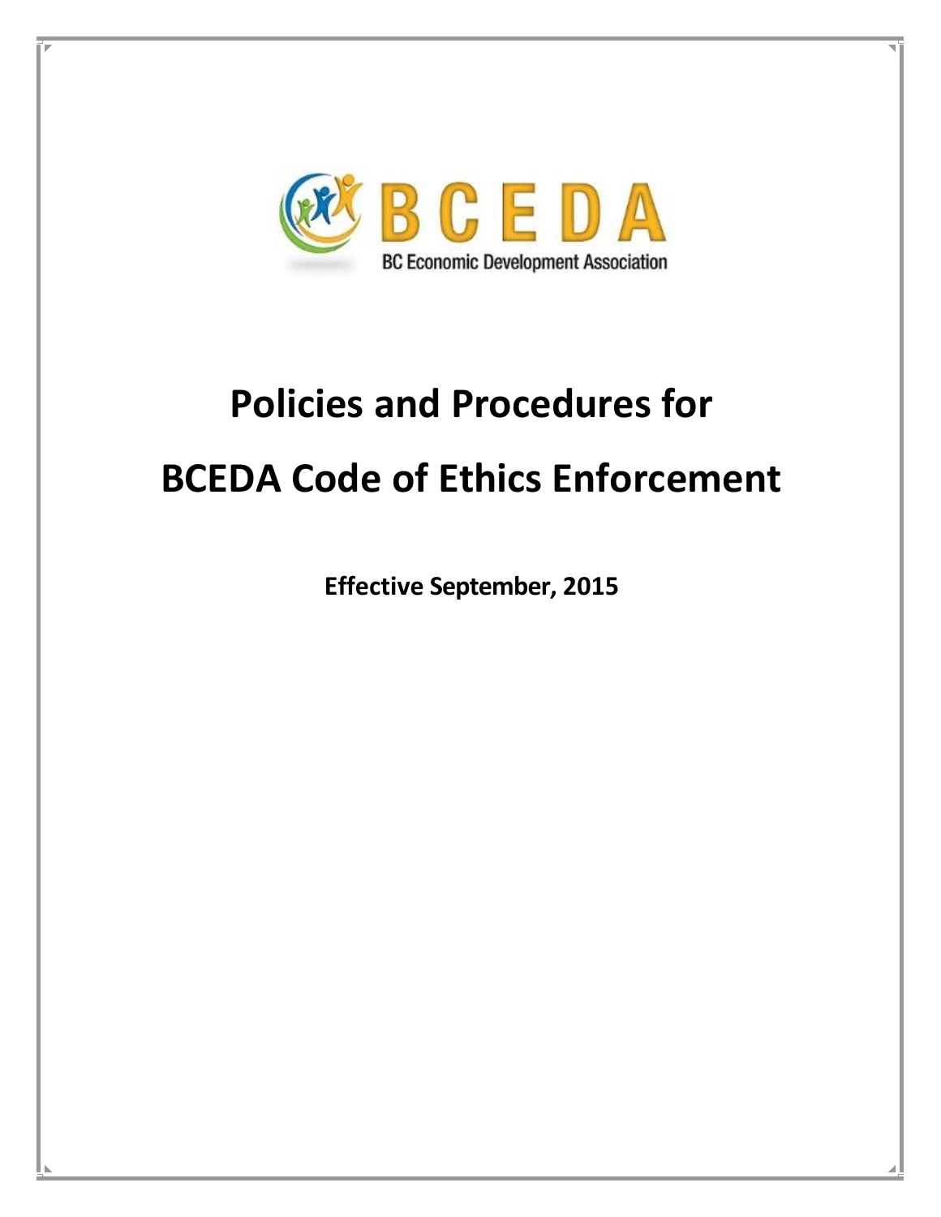BCEDA

BC Economic Development Association

# Policies and Procedures for

# BCEDA Code of Ethics Enforcement

**Effective September, 2015**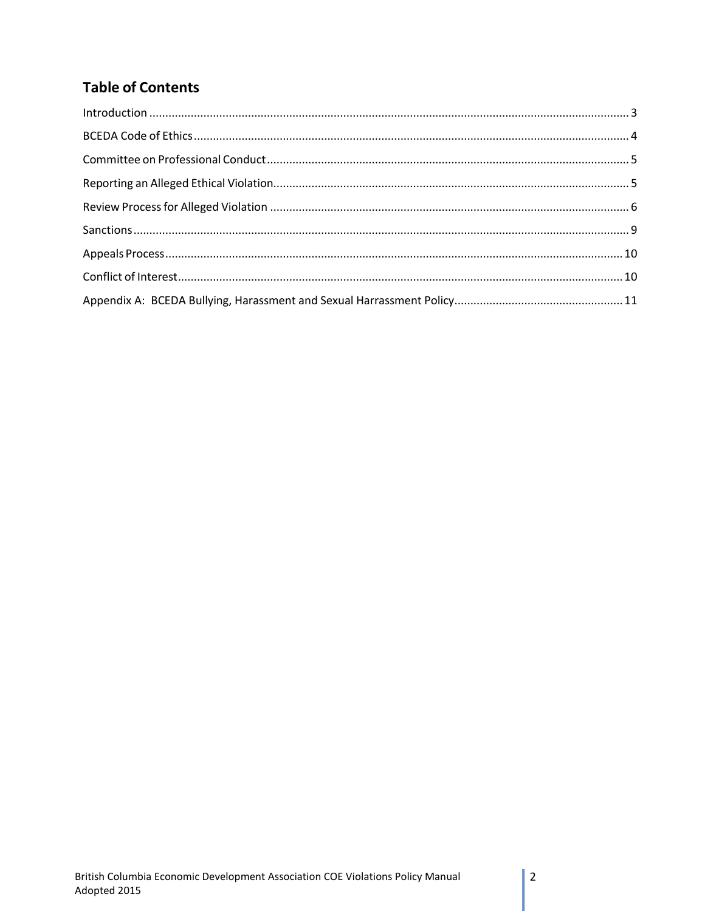## Table of Contents

Introduction ..................................................................................................................................................... 3

BCEDA Code of Ethics ....................................................................................................................................... 4

Committee on Professional Conduct ................................................................................................................. 5

Reporting an Alleged Ethical Violation.............................................................................................................. 5

Review Process for Alleged Violation ................................................................................................................ 6

Sanctions .......................................................................................................................................................... 9

Appeals Process ............................................................................................................................................... 10

Conflict of Interest ........................................................................................................................................... 10

Appendix A: BCEDA Bullying, Harassment and Sexual Harrassment Policy ..................................................... 11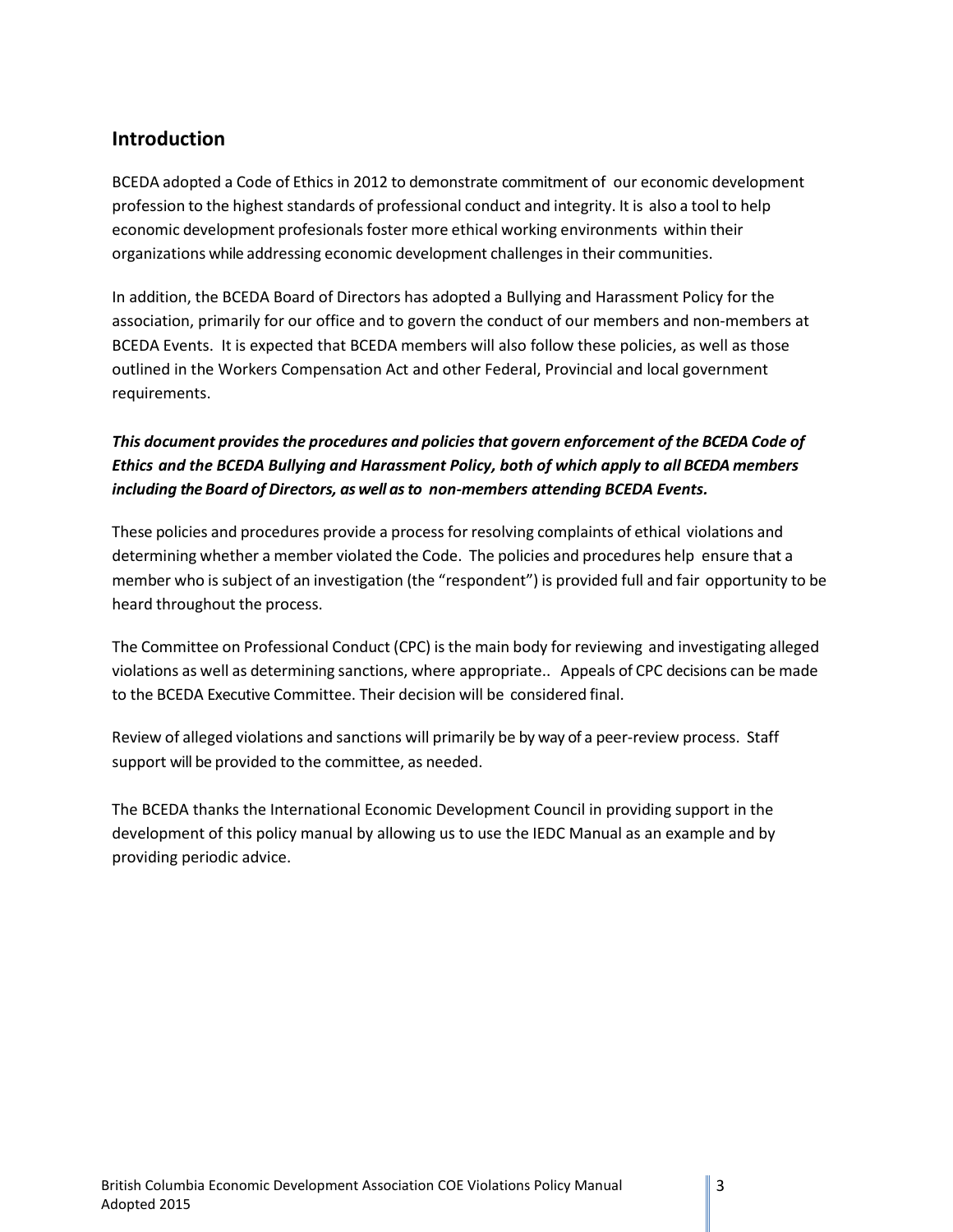## Introduction

BCEDA adopted a Code of Ethics in 2012 to demonstrate commitment of our economic development profession to the highest standards of professional conduct and integrity. It is also a tool to help economic development profesionals foster more ethical working environments within their organizations while addressing economic development challenges in their communities.

In addition, the BCEDA Board of Directors has adopted a Bullying and Harassment Policy for the association, primarily for our office and to govern the conduct of our members and non-members at BCEDA Events. It is expected that BCEDA members will also follow these policies, as well as those outlined in the Workers Compensation Act and other Federal, Provincial and local government requirements.

***This document provides the procedures and policies that govern enforcement of the BCEDA Code of Ethics and the BCEDA Bullying and Harassment Policy, both of which apply to all BCEDA members including the Board of Directors, as well as to non-members attending BCEDA Events.***

These policies and procedures provide a process for resolving complaints of ethical violations and determining whether a member violated the Code. The policies and procedures help ensure that a member who is subject of an investigation (the "respondent") is provided full and fair opportunity to be heard throughout the process.

The Committee on Professional Conduct (CPC) is the main body for reviewing and investigating alleged violations as well as determining sanctions, where appropriate.. Appeals of CPC decisions can be made to the BCEDA Executive Committee. Their decision will be considered final.

Review of alleged violations and sanctions will primarily be by way of a peer-review process. Staff support will be provided to the committee, as needed.

The BCEDA thanks the International Economic Development Council in providing support in the development of this policy manual by allowing us to use the IEDC Manual as an example and by providing periodic advice.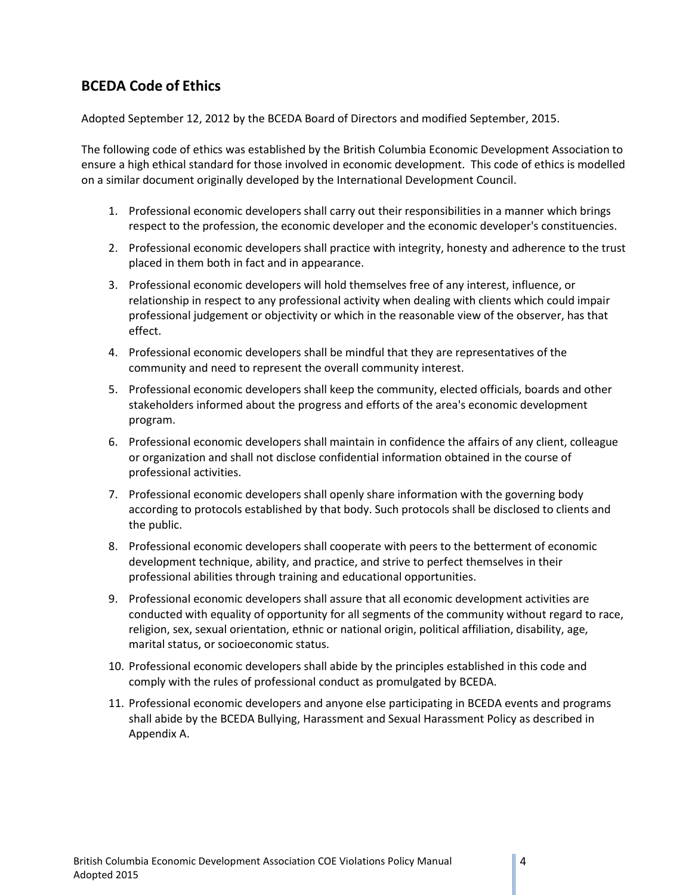## BCEDA Code of Ethics

Adopted September 12, 2012 by the BCEDA Board of Directors and modified September, 2015.

The following code of ethics was established by the British Columbia Economic Development Association to ensure a high ethical standard for those involved in economic development. This code of ethics is modelled on a similar document originally developed by the International Development Council.

1. Professional economic developers shall carry out their responsibilities in a manner which brings respect to the profession, the economic developer and the economic developer's constituencies.
2. Professional economic developers shall practice with integrity, honesty and adherence to the trust placed in them both in fact and in appearance.
3. Professional economic developers will hold themselves free of any interest, influence, or relationship in respect to any professional activity when dealing with clients which could impair professional judgement or objectivity or which in the reasonable view of the observer, has that effect.
4. Professional economic developers shall be mindful that they are representatives of the community and need to represent the overall community interest.
5. Professional economic developers shall keep the community, elected officials, boards and other stakeholders informed about the progress and efforts of the area's economic development program.
6. Professional economic developers shall maintain in confidence the affairs of any client, colleague or organization and shall not disclose confidential information obtained in the course of professional activities.
7. Professional economic developers shall openly share information with the governing body according to protocols established by that body. Such protocols shall be disclosed to clients and the public.
8. Professional economic developers shall cooperate with peers to the betterment of economic development technique, ability, and practice, and strive to perfect themselves in their professional abilities through training and educational opportunities.
9. Professional economic developers shall assure that all economic development activities are conducted with equality of opportunity for all segments of the community without regard to race, religion, sex, sexual orientation, ethnic or national origin, political affiliation, disability, age, marital status, or socioeconomic status.
10. Professional economic developers shall abide by the principles established in this code and comply with the rules of professional conduct as promulgated by BCEDA.
11. Professional economic developers and anyone else participating in BCEDA events and programs shall abide by the BCEDA Bullying, Harassment and Sexual Harassment Policy as described in Appendix A.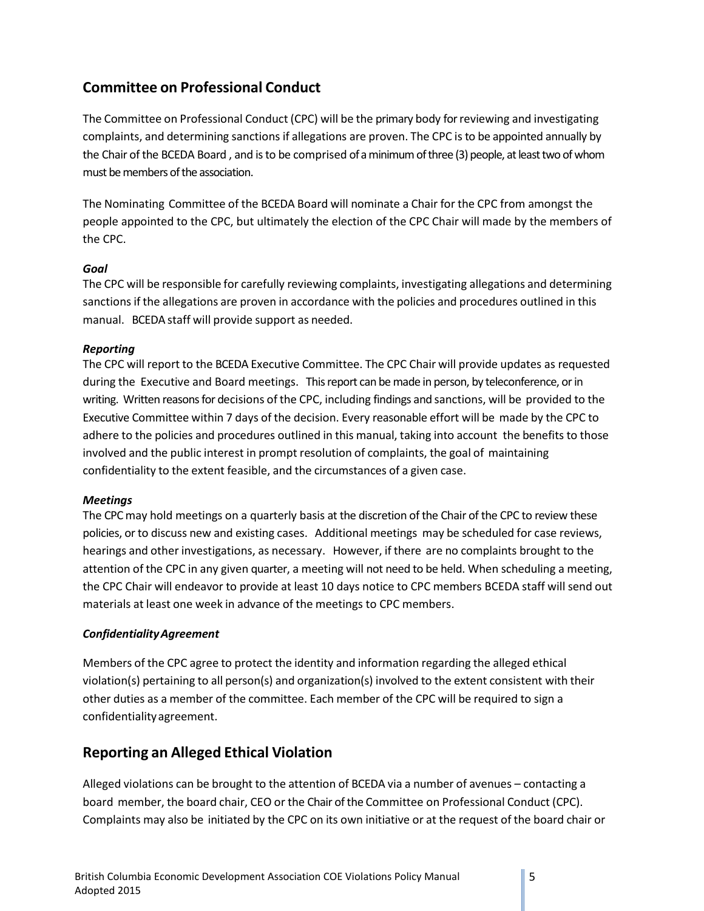## Committee on Professional Conduct

The Committee on Professional Conduct (CPC) will be the primary body for reviewing and investigating complaints, and determining sanctions if allegations are proven. The CPC is to be appointed annually by the Chair of the BCEDA Board , and is to be comprised of a minimum of three (3) people, at least two of whom must be members of the association.

The Nominating Committee of the BCEDA Board will nominate a Chair for the CPC from amongst the people appointed to the CPC, but ultimately the election of the CPC Chair will made by the members of the CPC.

***Goal***
The CPC will be responsible for carefully reviewing complaints, investigating allegations and determining sanctions if the allegations are proven in accordance with the policies and procedures outlined in this manual. BCEDA staff will provide support as needed.

***Reporting***
The CPC will report to the BCEDA Executive Committee. The CPC Chair will provide updates as requested during the Executive and Board meetings. This report can be made in person, by teleconference, or in writing. Written reasons for decisions of the CPC, including findings and sanctions, will be provided to the Executive Committee within 7 days of the decision. Every reasonable effort will be made by the CPC to adhere to the policies and procedures outlined in this manual, taking into account the benefits to those involved and the public interest in prompt resolution of complaints, the goal of maintaining confidentiality to the extent feasible, and the circumstances of a given case.

***Meetings***
The CPC may hold meetings on a quarterly basis at the discretion of the Chair of the CPC to review these policies, or to discuss new and existing cases. Additional meetings may be scheduled for case reviews, hearings and other investigations, as necessary. However, if there are no complaints brought to the attention of the CPC in any given quarter, a meeting will not need to be held. When scheduling a meeting, the CPC Chair will endeavor to provide at least 10 days notice to CPC members BCEDA staff will send out materials at least one week in advance of the meetings to CPC members.

***Confidentiality Agreement***

Members of the CPC agree to protect the identity and information regarding the alleged ethical violation(s) pertaining to all person(s) and organization(s) involved to the extent consistent with their other duties as a member of the committee. Each member of the CPC will be required to sign a confidentiality agreement.

## Reporting an Alleged Ethical Violation

Alleged violations can be brought to the attention of BCEDA via a number of avenues – contacting a board member, the board chair, CEO or the Chair of the Committee on Professional Conduct (CPC). Complaints may also be initiated by the CPC on its own initiative or at the request of the board chair or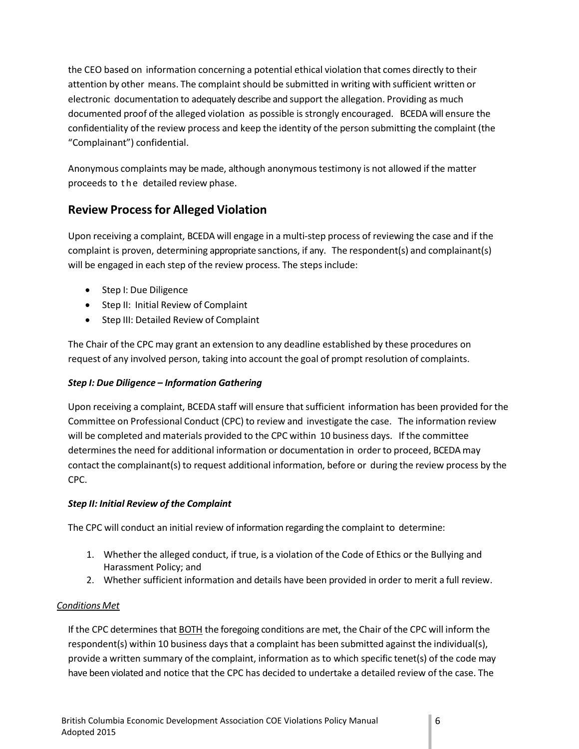the CEO based on information concerning a potential ethical violation that comes directly to their attention by other means. The complaint should be submitted in writing with sufficient written or electronic documentation to adequately describe and support the allegation. Providing as much documented proof of the alleged violation as possible is strongly encouraged. BCEDA will ensure the confidentiality of the review process and keep the identity of the person submitting the complaint (the "Complainant") confidential.

Anonymous complaints may be made, although anonymous testimony is not allowed if the matter proceeds to the detailed review phase.

## Review Process for Alleged Violation

Upon receiving a complaint, BCEDA will engage in a multi-step process of reviewing the case and if the complaint is proven, determining appropriate sanctions, if any. The respondent(s) and complainant(s) will be engaged in each step of the review process. The steps include:

- Step I: Due Diligence
- Step II: Initial Review of Complaint
- Step III: Detailed Review of Complaint

The Chair of the CPC may grant an extension to any deadline established by these procedures on request of any involved person, taking into account the goal of prompt resolution of complaints.

***Step I: Due Diligence – Information Gathering***

Upon receiving a complaint, BCEDA staff will ensure that sufficient information has been provided for the Committee on Professional Conduct (CPC) to review and investigate the case. The information review will be completed and materials provided to the CPC within 10 business days. If the committee determines the need for additional information or documentation in order to proceed, BCEDA may contact the complainant(s) to request additional information, before or during the review process by the CPC.

***Step II: Initial Review of the Complaint***

The CPC will conduct an initial review of information regarding the complaint to determine:

1. Whether the alleged conduct, if true, is a violation of the Code of Ethics or the Bullying and Harassment Policy; and
2. Whether sufficient information and details have been provided in order to merit a full review.

*Conditions Met*

If the CPC determines that BOTH the foregoing conditions are met, the Chair of the CPC will inform the respondent(s) within 10 business days that a complaint has been submitted against the individual(s), provide a written summary of the complaint, information as to which specific tenet(s) of the code may have been violated and notice that the CPC has decided to undertake a detailed review of the case. The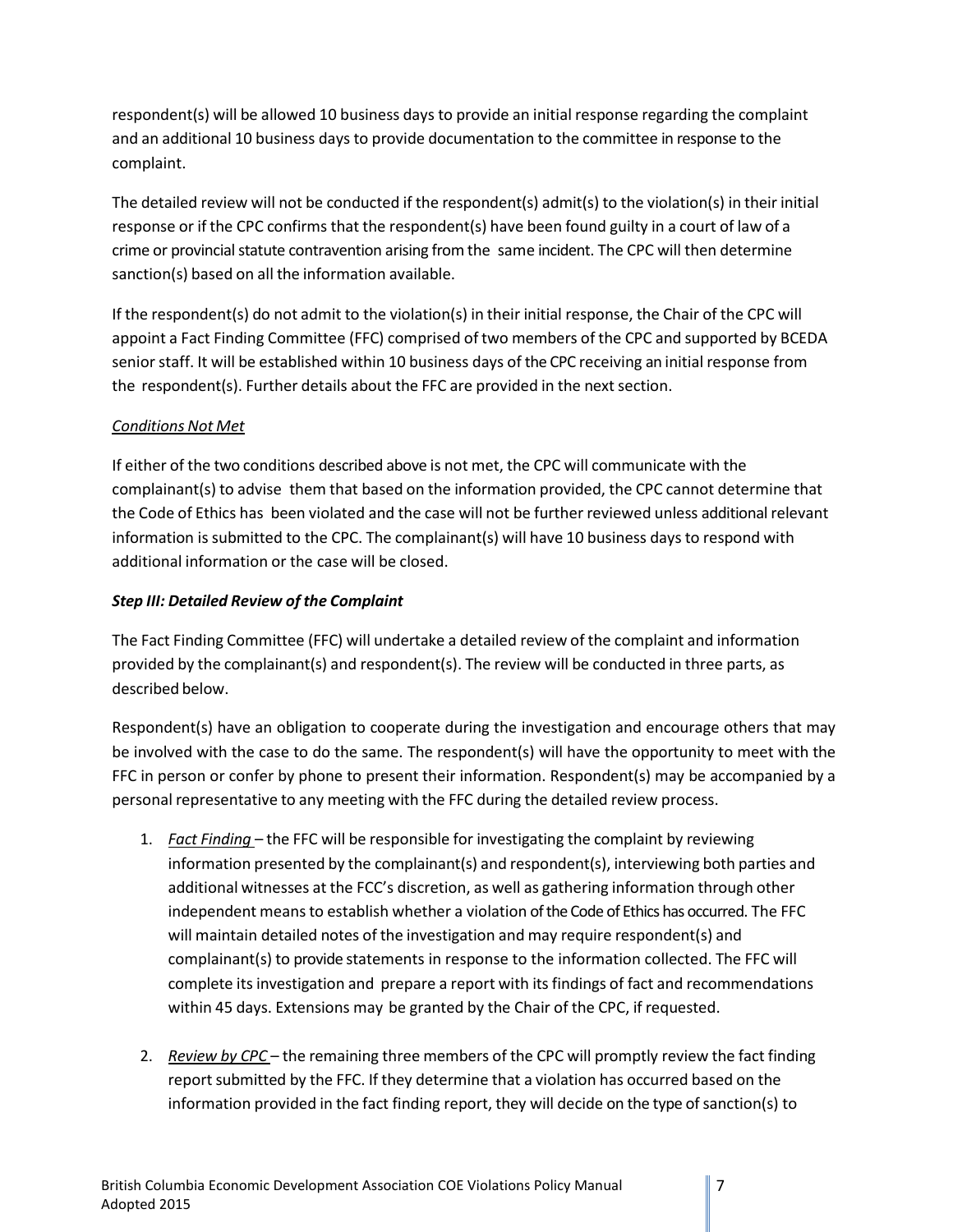respondent(s) will be allowed 10 business days to provide an initial response regarding the complaint and an additional 10 business days to provide documentation to the committee in response to the complaint.

The detailed review will not be conducted if the respondent(s) admit(s) to the violation(s) in their initial response or if the CPC confirms that the respondent(s) have been found guilty in a court of law of a crime or provincial statute contravention arising from the same incident. The CPC will then determine sanction(s) based on all the information available.

If the respondent(s) do not admit to the violation(s) in their initial response, the Chair of the CPC will appoint a Fact Finding Committee (FFC) comprised of two members of the CPC and supported by BCEDA senior staff. It will be established within 10 business days of the CPC receiving an initial response from the respondent(s). Further details about the FFC are provided in the next section.

*Conditions Not Met*

If either of the two conditions described above is not met, the CPC will communicate with the complainant(s) to advise them that based on the information provided, the CPC cannot determine that the Code of Ethics has been violated and the case will not be further reviewed unless additional relevant information is submitted to the CPC. The complainant(s) will have 10 business days to respond with additional information or the case will be closed.

***Step III: Detailed Review of the Complaint***

The Fact Finding Committee (FFC) will undertake a detailed review of the complaint and information provided by the complainant(s) and respondent(s). The review will be conducted in three parts, as described below.

Respondent(s) have an obligation to cooperate during the investigation and encourage others that may be involved with the case to do the same. The respondent(s) will have the opportunity to meet with the FFC in person or confer by phone to present their information. Respondent(s) may be accompanied by a personal representative to any meeting with the FFC during the detailed review process.

1. *Fact Finding* – the FFC will be responsible for investigating the complaint by reviewing information presented by the complainant(s) and respondent(s), interviewing both parties and additional witnesses at the FCC's discretion, as well as gathering information through other independent means to establish whether a violation of the Code of Ethics has occurred. The FFC will maintain detailed notes of the investigation and may require respondent(s) and complainant(s) to provide statements in response to the information collected. The FFC will complete its investigation and prepare a report with its findings of fact and recommendations within 45 days. Extensions may be granted by the Chair of the CPC, if requested.

2. *Review by CPC* – the remaining three members of the CPC will promptly review the fact finding report submitted by the FFC. If they determine that a violation has occurred based on the information provided in the fact finding report, they will decide on the type of sanction(s) to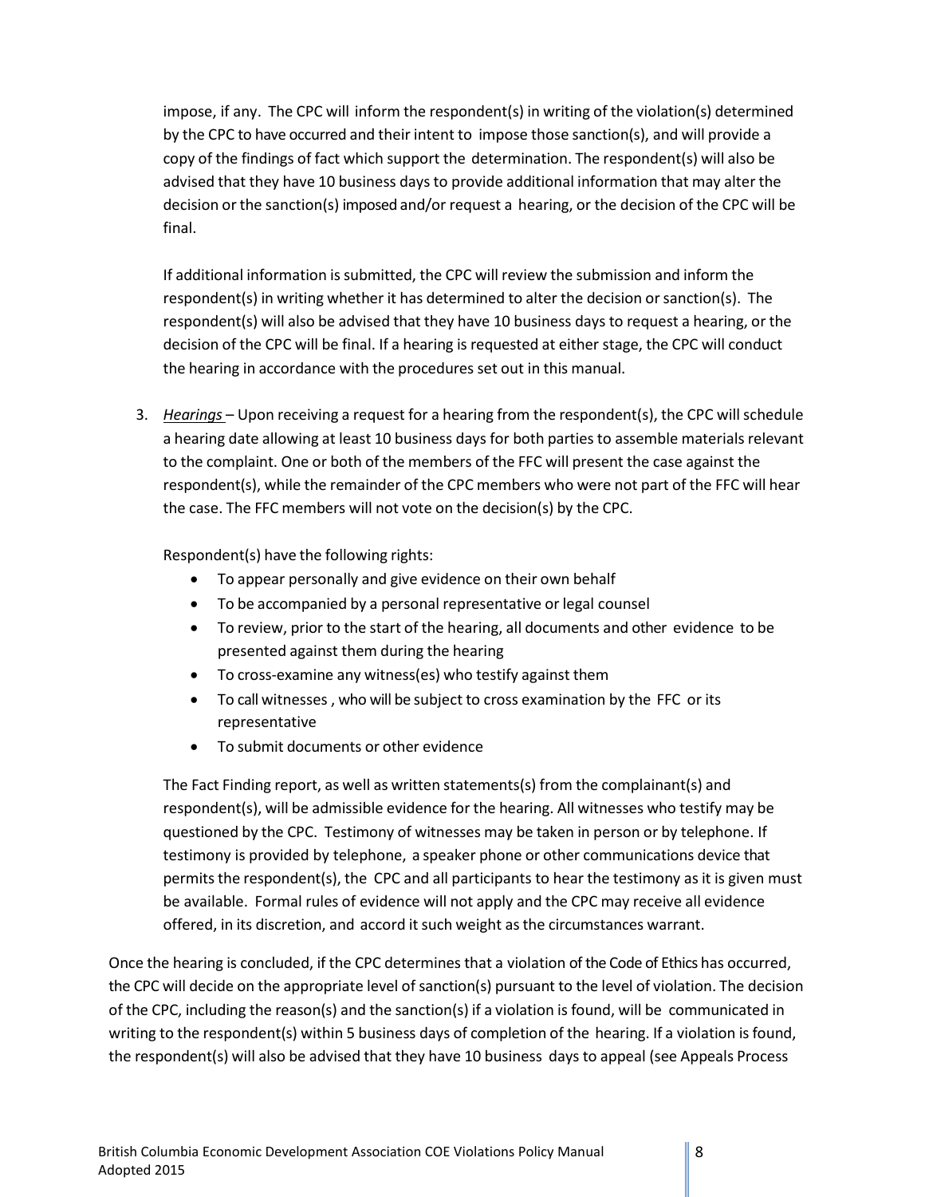impose, if any. The CPC will inform the respondent(s) in writing of the violation(s) determined by the CPC to have occurred and their intent to impose those sanction(s), and will provide a copy of the findings of fact which support the determination. The respondent(s) will also be advised that they have 10 business days to provide additional information that may alter the decision or the sanction(s) imposed and/or request a hearing, or the decision of the CPC will be final.

If additional information is submitted, the CPC will review the submission and inform the respondent(s) in writing whether it has determined to alter the decision or sanction(s). The respondent(s) will also be advised that they have 10 business days to request a hearing, or the decision of the CPC will be final. If a hearing is requested at either stage, the CPC will conduct the hearing in accordance with the procedures set out in this manual.

3. *Hearings* – Upon receiving a request for a hearing from the respondent(s), the CPC will schedule a hearing date allowing at least 10 business days for both parties to assemble materials relevant to the complaint. One or both of the members of the FFC will present the case against the respondent(s), while the remainder of the CPC members who were not part of the FFC will hear the case. The FFC members will not vote on the decision(s) by the CPC.

   Respondent(s) have the following rights:

   - To appear personally and give evidence on their own behalf
   - To be accompanied by a personal representative or legal counsel
   - To review, prior to the start of the hearing, all documents and other evidence to be presented against them during the hearing
   - To cross-examine any witness(es) who testify against them
   - To call witnesses , who will be subject to cross examination by the FFC or its representative
   - To submit documents or other evidence

   The Fact Finding report, as well as written statements(s) from the complainant(s) and respondent(s), will be admissible evidence for the hearing. All witnesses who testify may be questioned by the CPC. Testimony of witnesses may be taken in person or by telephone. If testimony is provided by telephone, a speaker phone or other communications device that permits the respondent(s), the CPC and all participants to hear the testimony as it is given must be available. Formal rules of evidence will not apply and the CPC may receive all evidence offered, in its discretion, and accord it such weight as the circumstances warrant.

Once the hearing is concluded, if the CPC determines that a violation of the Code of Ethics has occurred, the CPC will decide on the appropriate level of sanction(s) pursuant to the level of violation. The decision of the CPC, including the reason(s) and the sanction(s) if a violation is found, will be communicated in writing to the respondent(s) within 5 business days of completion of the hearing. If a violation is found, the respondent(s) will also be advised that they have 10 business days to appeal (see Appeals Process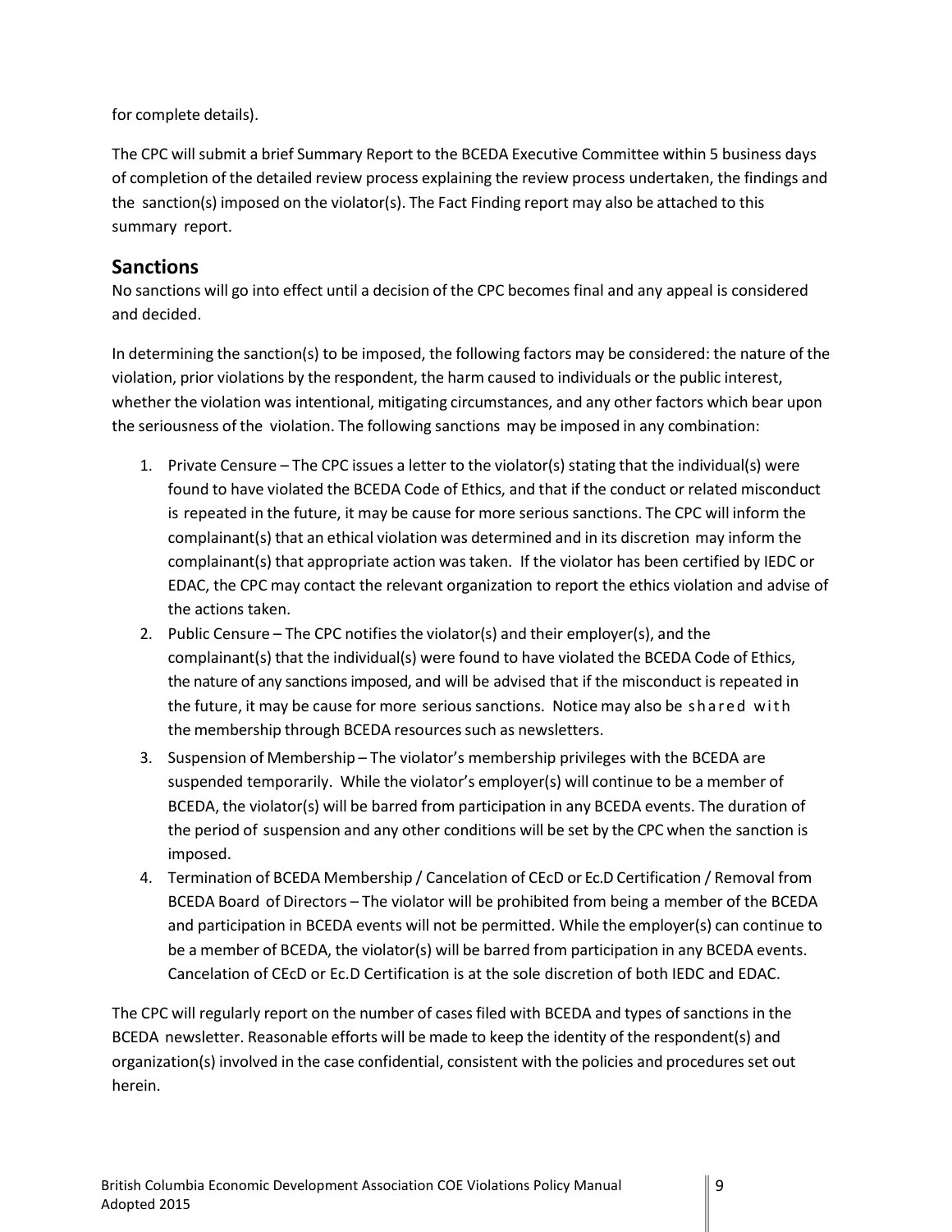for complete details).

The CPC will submit a brief Summary Report to the BCEDA Executive Committee within 5 business days of completion of the detailed review process explaining the review process undertaken, the findings and the sanction(s) imposed on the violator(s). The Fact Finding report may also be attached to this summary report.

## Sanctions

No sanctions will go into effect until a decision of the CPC becomes final and any appeal is considered and decided.

In determining the sanction(s) to be imposed, the following factors may be considered: the nature of the violation, prior violations by the respondent, the harm caused to individuals or the public interest, whether the violation was intentional, mitigating circumstances, and any other factors which bear upon the seriousness of the violation. The following sanctions may be imposed in any combination:

1. Private Censure – The CPC issues a letter to the violator(s) stating that the individual(s) were found to have violated the BCEDA Code of Ethics, and that if the conduct or related misconduct is repeated in the future, it may be cause for more serious sanctions. The CPC will inform the complainant(s) that an ethical violation was determined and in its discretion may inform the complainant(s) that appropriate action was taken. If the violator has been certified by IEDC or EDAC, the CPC may contact the relevant organization to report the ethics violation and advise of the actions taken.
2. Public Censure – The CPC notifies the violator(s) and their employer(s), and the complainant(s) that the individual(s) were found to have violated the BCEDA Code of Ethics, the nature of any sanctions imposed, and will be advised that if the misconduct is repeated in the future, it may be cause for more serious sanctions. Notice may also be shared with the membership through BCEDA resources such as newsletters.
3. Suspension of Membership – The violator's membership privileges with the BCEDA are suspended temporarily. While the violator's employer(s) will continue to be a member of BCEDA, the violator(s) will be barred from participation in any BCEDA events. The duration of the period of suspension and any other conditions will be set by the CPC when the sanction is imposed.
4. Termination of BCEDA Membership / Cancelation of CEcD or Ec.D Certification / Removal from BCEDA Board of Directors – The violator will be prohibited from being a member of the BCEDA and participation in BCEDA events will not be permitted. While the employer(s) can continue to be a member of BCEDA, the violator(s) will be barred from participation in any BCEDA events. Cancelation of CEcD or Ec.D Certification is at the sole discretion of both IEDC and EDAC.

The CPC will regularly report on the number of cases filed with BCEDA and types of sanctions in the BCEDA newsletter. Reasonable efforts will be made to keep the identity of the respondent(s) and organization(s) involved in the case confidential, consistent with the policies and procedures set out herein.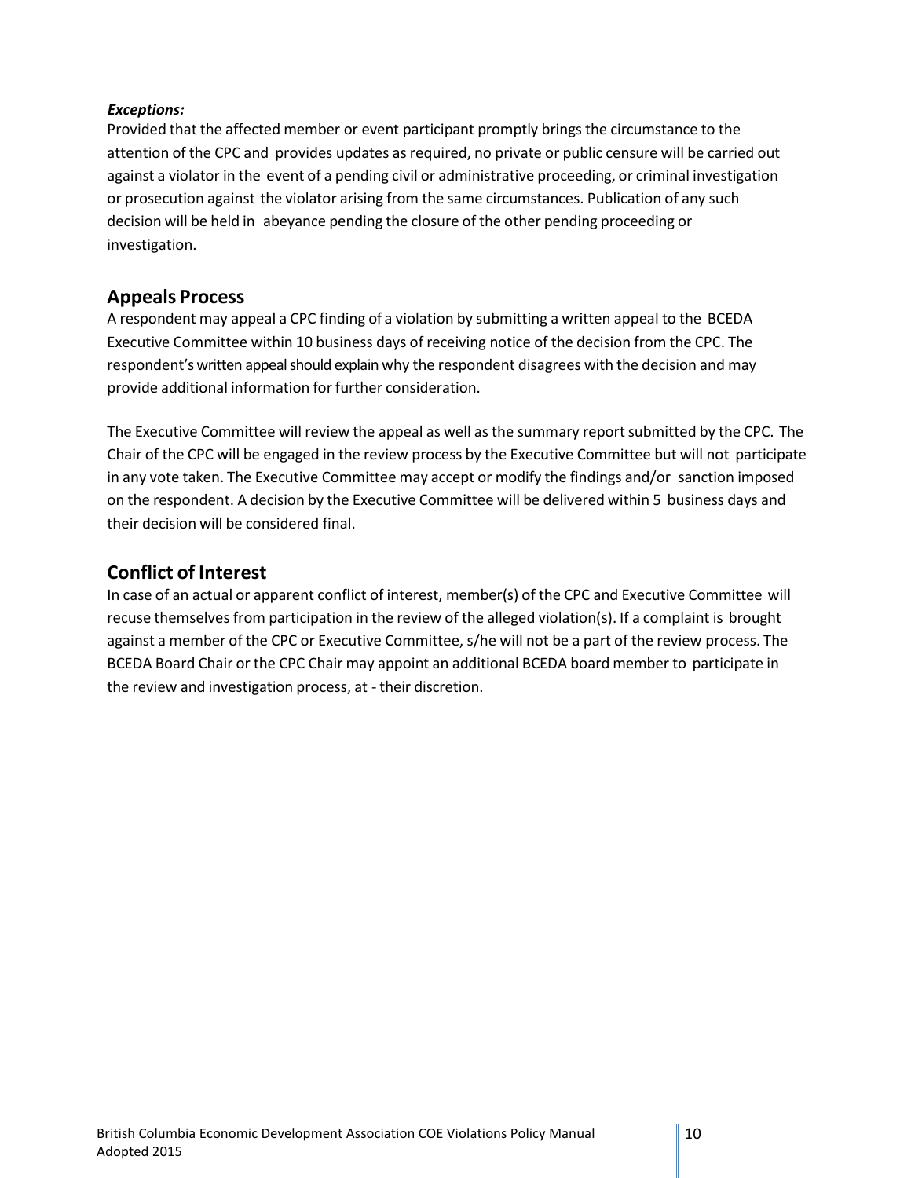***Exceptions:***
Provided that the affected member or event participant promptly brings the circumstance to the attention of the CPC and provides updates as required, no private or public censure will be carried out against a violator in the event of a pending civil or administrative proceeding, or criminal investigation or prosecution against the violator arising from the same circumstances. Publication of any such decision will be held in abeyance pending the closure of the other pending proceeding or investigation.

## Appeals Process

A respondent may appeal a CPC finding of a violation by submitting a written appeal to the BCEDA Executive Committee within 10 business days of receiving notice of the decision from the CPC. The respondent's written appeal should explain why the respondent disagrees with the decision and may provide additional information for further consideration.

The Executive Committee will review the appeal as well as the summary report submitted by the CPC. The Chair of the CPC will be engaged in the review process by the Executive Committee but will not participate in any vote taken. The Executive Committee may accept or modify the findings and/or sanction imposed on the respondent. A decision by the Executive Committee will be delivered within 5 business days and their decision will be considered final.

## Conflict of Interest

In case of an actual or apparent conflict of interest, member(s) of the CPC and Executive Committee will recuse themselves from participation in the review of the alleged violation(s). If a complaint is brought against a member of the CPC or Executive Committee, s/he will not be a part of the review process. The BCEDA Board Chair or the CPC Chair may appoint an additional BCEDA board member to participate in the review and investigation process, at - their discretion.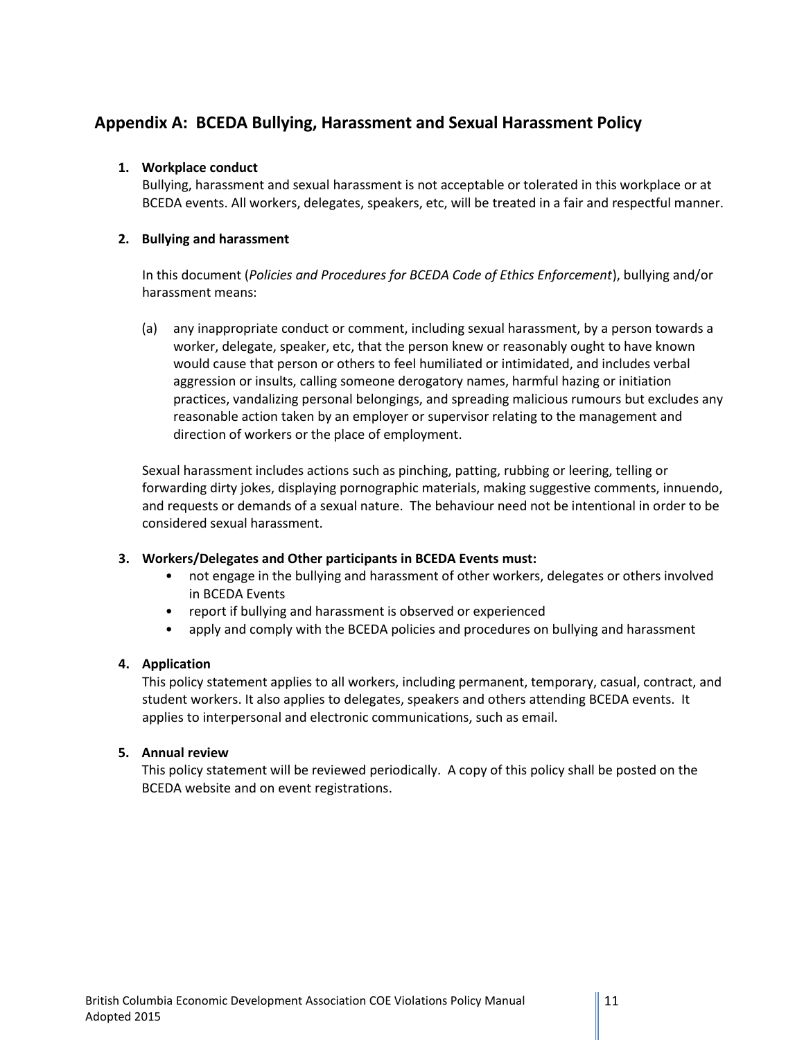## Appendix A: BCEDA Bullying, Harassment and Sexual Harassment Policy

1. **Workplace conduct**
   Bullying, harassment and sexual harassment is not acceptable or tolerated in this workplace or at BCEDA events. All workers, delegates, speakers, etc, will be treated in a fair and respectful manner.

2. **Bullying and harassment**

   In this document (*Policies and Procedures for BCEDA Code of Ethics Enforcement*), bullying and/or harassment means:

   (a) any inappropriate conduct or comment, including sexual harassment, by a person towards a worker, delegate, speaker, etc, that the person knew or reasonably ought to have known would cause that person or others to feel humiliated or intimidated, and includes verbal aggression or insults, calling someone derogatory names, harmful hazing or initiation practices, vandalizing personal belongings, and spreading malicious rumours but excludes any reasonable action taken by an employer or supervisor relating to the management and direction of workers or the place of employment.

   Sexual harassment includes actions such as pinching, patting, rubbing or leering, telling or forwarding dirty jokes, displaying pornographic materials, making suggestive comments, innuendo, and requests or demands of a sexual nature. The behaviour need not be intentional in order to be considered sexual harassment.

3. **Workers/Delegates and Other participants in BCEDA Events must:**
   - not engage in the bullying and harassment of other workers, delegates or others involved in BCEDA Events
   - report if bullying and harassment is observed or experienced
   - apply and comply with the BCEDA policies and procedures on bullying and harassment

4. **Application**
   This policy statement applies to all workers, including permanent, temporary, casual, contract, and student workers. It also applies to delegates, speakers and others attending BCEDA events. It applies to interpersonal and electronic communications, such as email.

5. **Annual review**
   This policy statement will be reviewed periodically. A copy of this policy shall be posted on the BCEDA website and on event registrations.